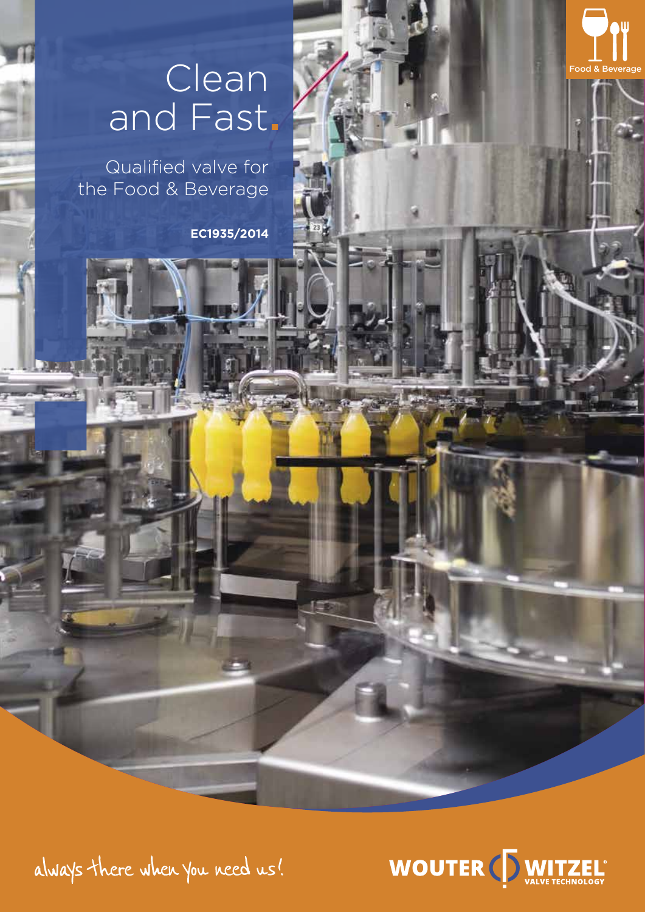# Clean and Fast.

Qualified valve for the Food & Beverage

**EC1935/2014**

Food & Beverage

always there when you need us!

WOUTER WITZEL VALVE TECHNOLOGY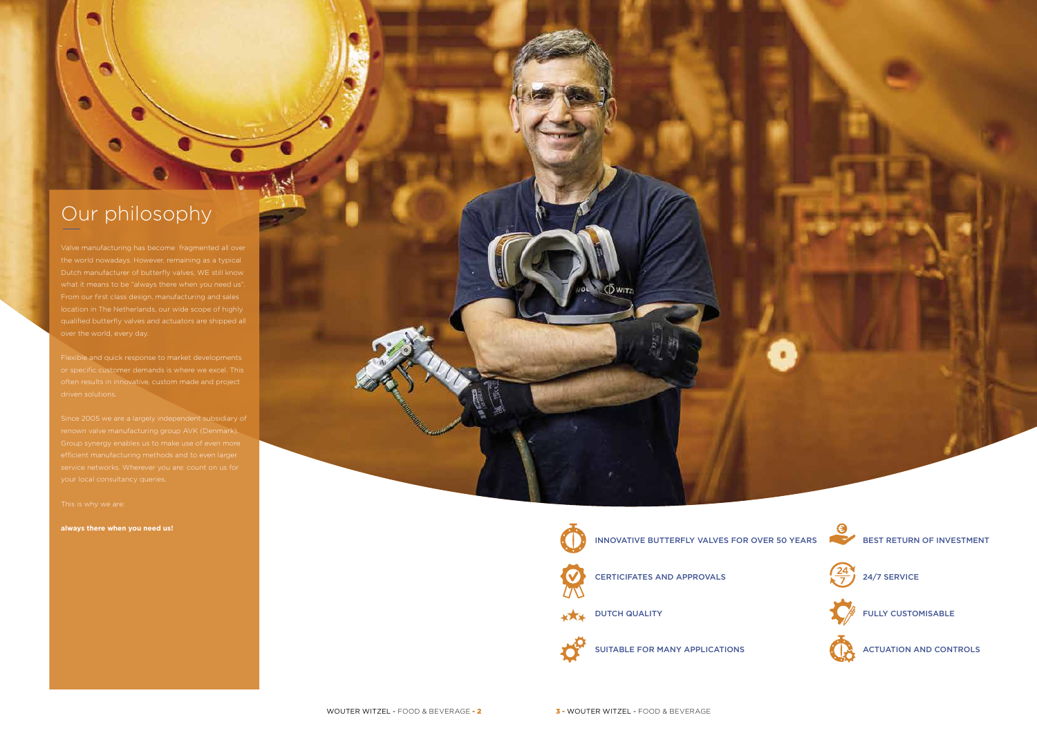# Our philosophy

Valve manufacturing has become fragmented all over the world nowadays. However, remaining as a typical Dutch manufacturer of butterfly valves, WE still know what it means to be "always there when you need us". From our first class design, manufacturing and sales location in The Netherlands, our wide scope of highly qualified butterfly valves and actuators are shipped all over the world, every day.

Flexible and quick response to market developments or specific customer demands is where we excel. This often results in innovative, custom made and project driven solutions.

Since 2005 we are a largely independent subsidiary of renown valve manufacturing group AVK (Denmark). Group synergy enables us to make use of even more efficient manufacturing methods and to even larger service networks. Wherever you are: count on us for your local consultancy queries.

This is why we are:

**always there when you need us!**

- INNOVATIVE BUTTERFLY VALVES FOR OVER 50 YEARS
- CERTICIFATES AND APPROVALS
- DUTCH QUALITY
- SUITABLE FOR MANY APPLICATIONS
- BEST RETURN OF INVESTMENT
- 24/7 SERVICE
- FULLY CUSTOMISABLE
- ACTUATION AND CONTROLS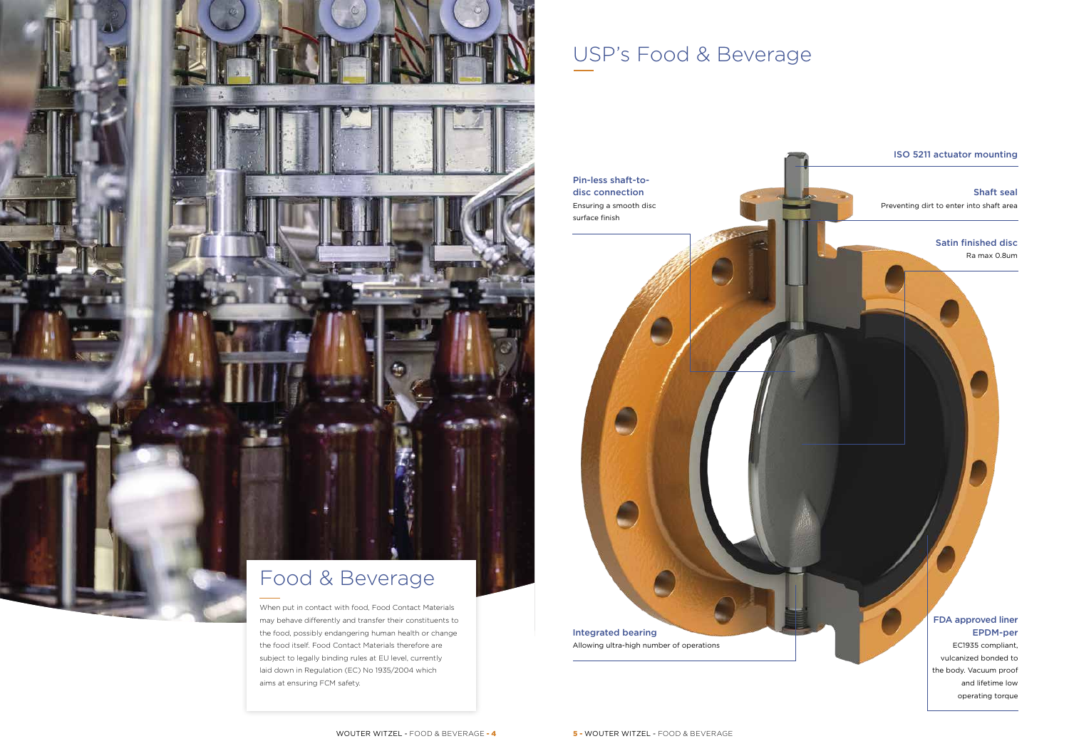## Food & Beverage

When put in contact with food, Food Contact Materials may behave differently and transfer their constituents to the food, possibly endangering human health or change the food itself. Food Contact Materials therefore are subject to legally binding rules at EU level, currently laid down in Regulation (EC) No 1935/2004 which aims at ensuring FCM safety.

# USP's Food & Beverage

**Pin-less shaft-to-disc connection**

Ensuring a smooth disc surface finish

**ISO 5211 actuator mounting**

**Shaft seal**

Preventing dirt to enter into shaft area

**Satin finished disc**

Ra max 0.8um

**Integrated bearing**

Allowing ultra-high number of operations

**FDA approved liner EPDM-per**

EC1935 compliant, vulcanized bonded to the body. Vacuum proof and lifetime low operating torque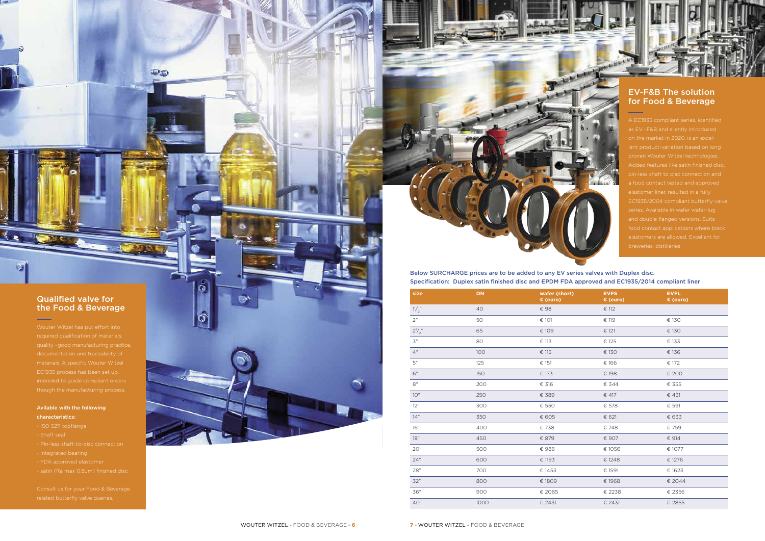## Qualified valve for the Food & Beverage

Wouter Witzel has put effort into required qualification of materials, quality -good manufacturing practice, documentation and traceability of materials. A specific Wouter Witzel EC1935 process has been set up, intended to guide compliant orders though the manufacturing process.

**Avilable with the following characteristics:**

- ISO 5211 topflange
- Shaft seal
- Pin-less shaft-to-disc connection
- Integrated bearing
- FDA approved elastomer
- satin (Ra max 0.8um) finished disc

Consult us for your Food & Beverage related butterfly valve queries.

## EV-F&B The solution for Food & Beverage

A EC1935 compliant series, identified as EV..-F&B and silently introduced on the market in 2020, is an excel-lent product-variation based on long proven Wouter Witzel technologies. Added features like satin finished disc, pin-less shaft to disc connection and a food contact tested and approved elastomer liner, resulted in a fully EC1935/2004 compliant butterfly valve series. Available in wafer wafer-lug and double flanged versions. Suits food contact applications where black elastomers are allowed. Excellent for breweries, distilleries

Below SURCHARGE prices are to be added to any EV series valves with Duplex disc.
Specification: Duplex satin finished disc and EPDM FDA approved and EC1935/2014 compliant liner

| size | DN | wafer (short) € (euro) | EVFS € (euro) | EVFL € (euro) |
|---|---|---|---|---|
| 1½" | 40 | € 98 | € 112 | |
| 2" | 50 | € 101 | € 119 | € 130 |
| 2½" | 65 | € 109 | € 121 | € 130 |
| 3" | 80 | € 113 | € 125 | € 133 |
| 4" | 100 | € 115 | € 130 | € 136 |
| 5" | 125 | € 151 | € 166 | € 172 |
| 6" | 150 | € 173 | € 198 | € 200 |
| 8" | 200 | € 316 | € 344 | € 355 |
| 10" | 250 | € 389 | € 417 | € 431 |
| 12" | 300 | € 550 | € 578 | € 591 |
| 14" | 350 | € 605 | € 621 | € 633 |
| 16" | 400 | € 738 | € 748 | € 759 |
| 18" | 450 | € 879 | € 907 | € 914 |
| 20" | 500 | € 986 | € 1056 | € 1077 |
| 24" | 600 | € 1193 | € 1248 | € 1276 |
| 28" | 700 | € 1453 | € 1591 | € 1623 |
| 32" | 800 | € 1809 | € 1968 | € 2044 |
| 36" | 900 | € 2065 | € 2238 | € 2356 |
| 40" | 1000 | € 2431 | € 2431 | € 2855 |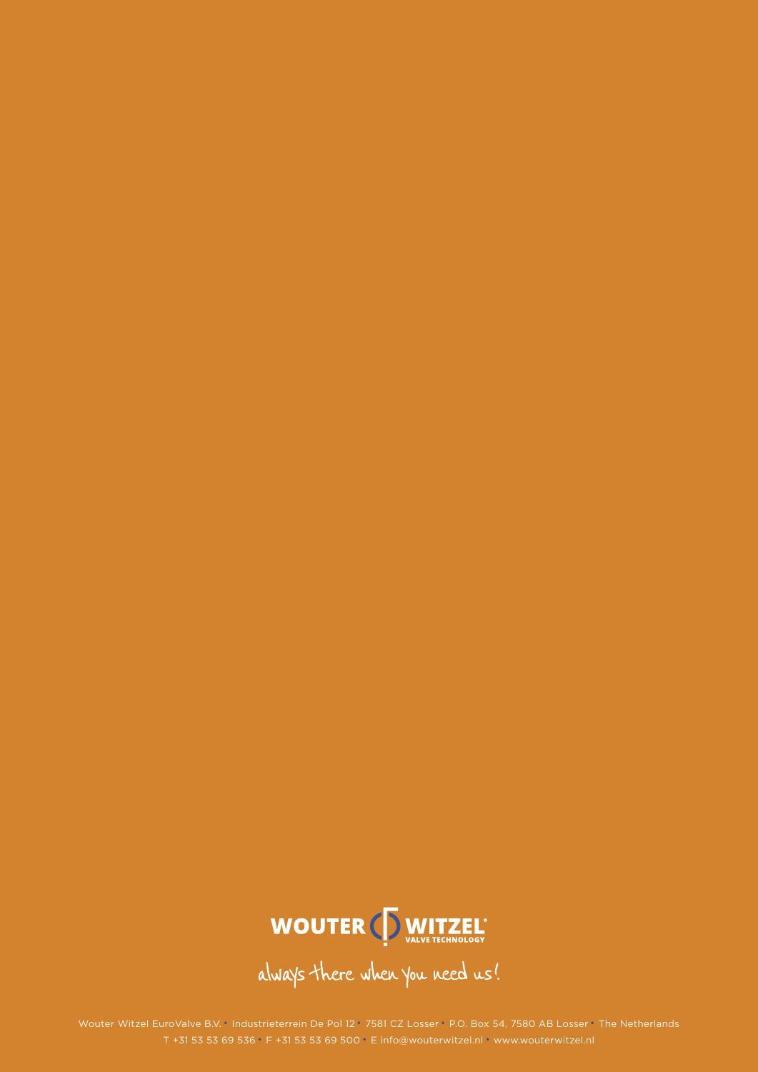WOUTER WITZEL
VALVE TECHNOLOGY

always there when you need us!

Wouter Witzel EuroValve B.V. • Industrieterrein De Pol 12 • 7581 CZ Losser • P.O. Box 54, 7580 AB Losser • The Netherlands
T +31 53 53 69 536 • F +31 53 53 69 500 • E info@wouterwitzel.nl • www.wouterwitzel.nl